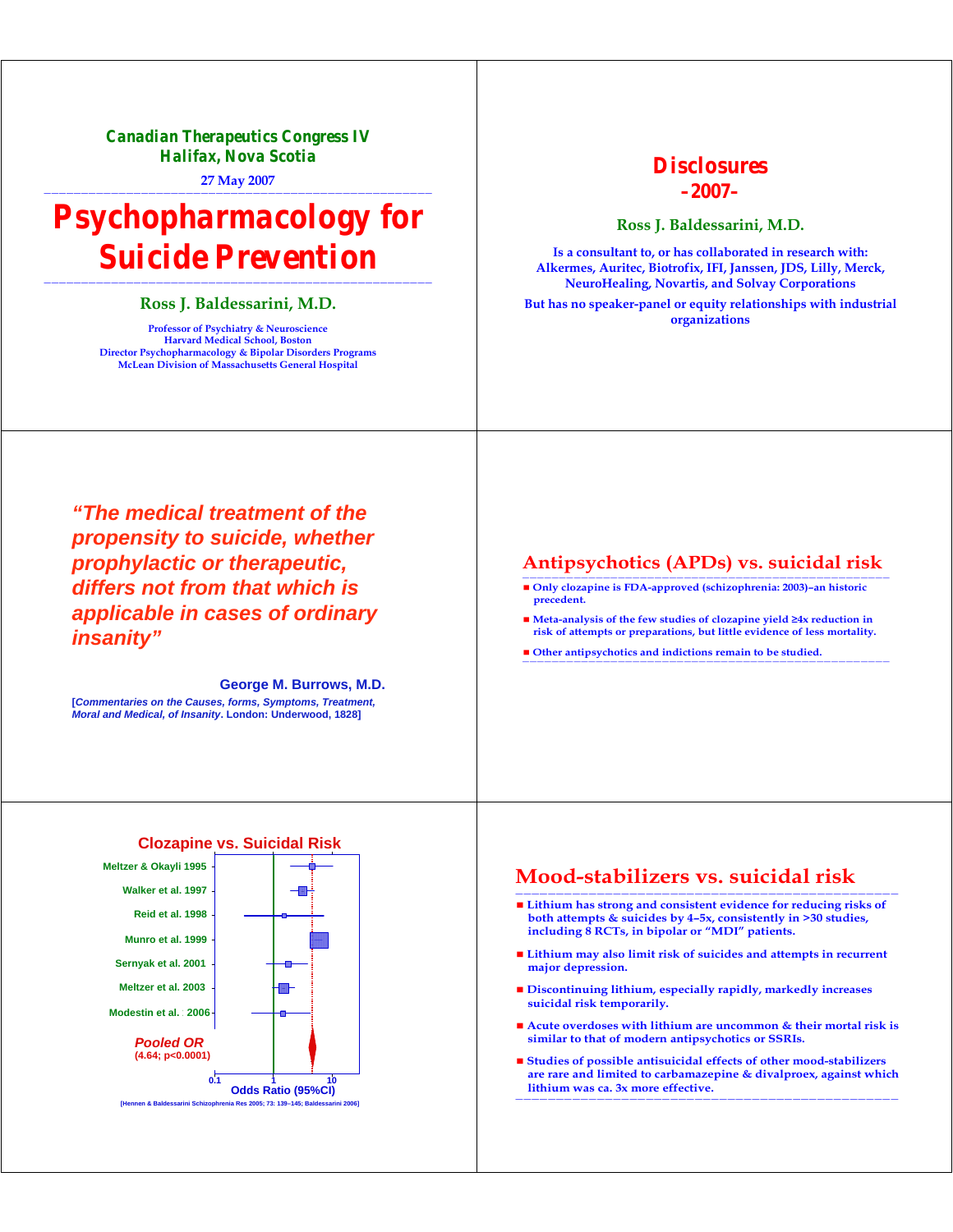**Canadian Therapeutics Congress IV**
**Halifax, Nova Scotia**

**27 May 2007**

# Psychopharmacology for Suicide Prevention

**Ross J. Baldessarini, M.D.**

Professor of Psychiatry & Neuroscience
Harvard Medical School, Boston
Director Psychopharmacology & Bipolar Disorders Programs
McLean Division of Massachusetts General Hospital

## Disclosures –2007–

**Ross J. Baldessarini, M.D.**

Is a consultant to, or has collaborated in research with: Alkermes, Auritec, Biotrofix, IFI, Janssen, JDS, Lilly, Merck, NeuroHealing, Novartis, and Solvay Corporations

But has no speaker-panel or equity relationships with industrial organizations

*"The medical treatment of the propensity to suicide, whether prophylactic or therapeutic, differs not from that which is applicable in cases of ordinary insanity"*

**George M. Burrows, M.D.**

[*Commentaries on the Causes, forms, Symptoms, Treatment, Moral and Medical, of Insanity*. London: Underwood, 1828]

## Antipsychotics (APDs) vs. suicidal risk

- Only clozapine is FDA-approved (schizophrenia: 2003)–an historic precedent.
- Meta-analysis of the few studies of clozapine yield ≥4x reduction in risk of attempts or preparations, but little evidence of less mortality.
- Other antipsychotics and indictions remain to be studied.

## Clozapine vs. Suicidal Risk

Meltzer & Okayli 1995
Walker et al. 1997
Reid et al. 1998
Munro et al. 1999
Sernyak et al. 2001
Meltzer et al. 2003
Modestin et al. 2006

*Pooled OR* (4.64; p<0.0001)

0.1 — 1 — 10

Odds Ratio (95%CI)

[Hennen & Baldessarini Schizophrenia Res 2005; 73: 139–145; Baldessarini 2006]

## Mood-stabilizers vs. suicidal risk

- Lithium has strong and consistent evidence for reducing risks of both attempts & suicides by 4–5x, consistently in >30 studies, including 8 RCTs, in bipolar or "MDI" patients.
- Lithium may also limit risk of suicides and attempts in recurrent major depression.
- Discontinuing lithium, especially rapidly, markedly increases suicidal risk temporarily.
- Acute overdoses with lithium are uncommon & their mortal risk is similar to that of modern antipsychotics or SSRIs.
- Studies of possible antisuicidal effects of other mood-stabilizers are rare and limited to carbamazepine & divalproex, against which lithium was ca. 3x more effective.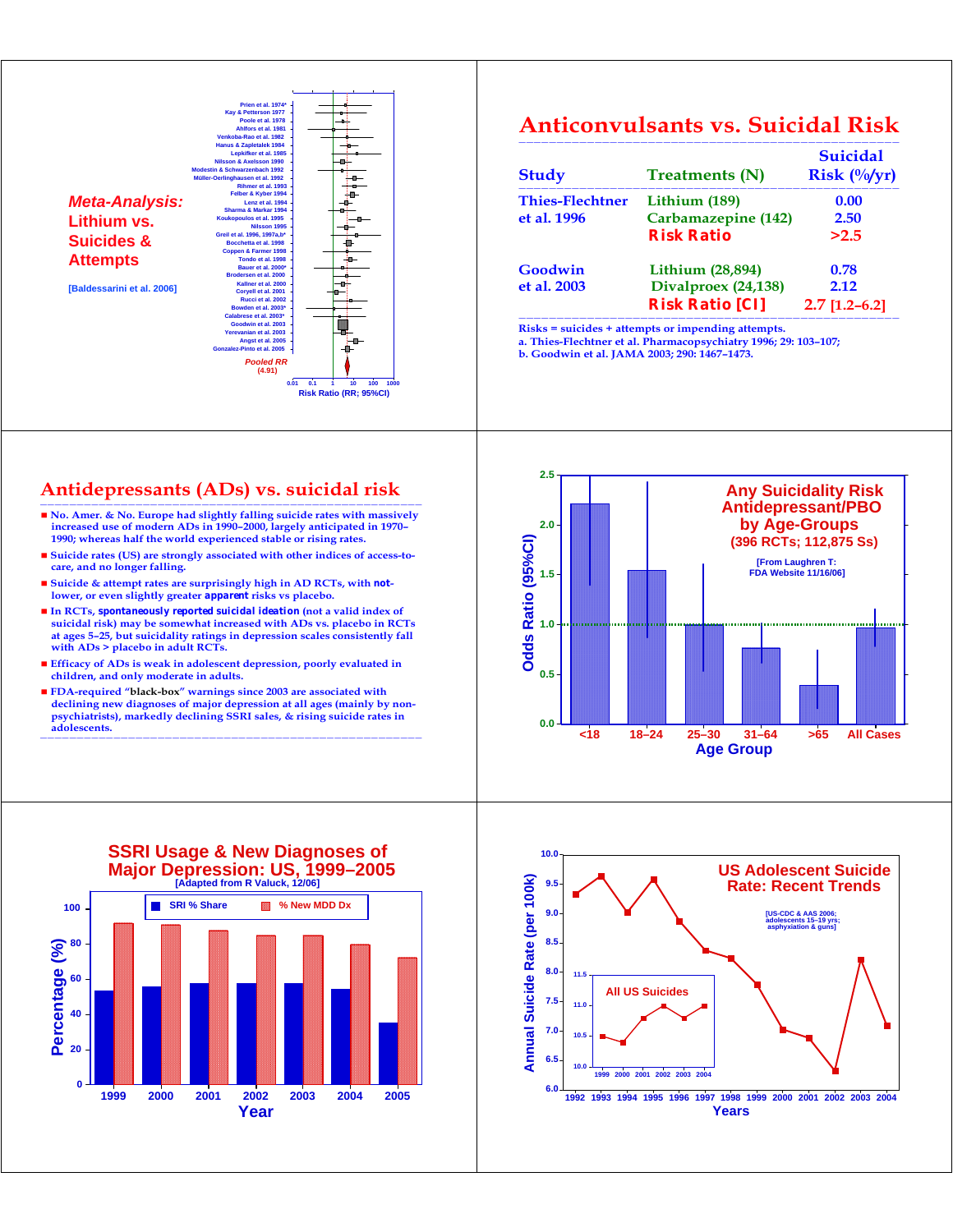## Meta-Analysis: Lithium vs. Suicides & Attempts

[Baldessarini et al. 2006]

Prien et al. 1974*
Kay & Petterson 1977
Poole et al. 1978
Ahlfors et al. 1981
Venkoba-Rao et al. 1982
Hanus & Zapletalek 1984
Lepkifker et al. 1985
Nilsson & Axelsson 1990
Modestin & Schwarzenbach 1992
Müller-Oerlinghausen et al. 1992
Rihmer et al. 1993
Felber & Kyber 1994
Lenz et al. 1994
Sharma & Markar 1994
Koukopoulos et al. 1995
Nilsson 1995
Greil et al. 1996, 1997a,b*
Bocchetta et al. 1998
Coppen & Farmer 1998
Tondo et al. 1998
Bauer et al. 2000*
Brodersen et al. 2000
Kallner et al. 2000
Coryell et al. 2001
Rucci et al. 2002
Bowden et al. 2003*
Calabrese et al. 2003*
Goodwin et al. 2003
Yerevanian et al. 2003
Angst et al. 2005
Gonzalez-Pinto et al. 2005

Pooled RR (4.91)

Risk Ratio (RR; 95%CI): 0.01, 0.1, 1, 10, 100, 1000

## Anticonvulsants vs. Suicidal Risk

| Study | Treatments (N) | Suicidal Risk (%/yr) |
|---|---|---|
| Thies-Flechtner et al. 1996 | Lithium (189) | 0.00 |
| | Carbamazepine (142) | 2.50 |
| | **Risk Ratio** | >2.5 |
| Goodwin et al. 2003 | Lithium (28,894) | 0.78 |
| | Divalproex (24,138) | 2.12 |
| | **Risk Ratio [CI]** | 2.7 [1.2–6.2] |

Risks = suicides + attempts or impending attempts.
a. Thies-Flechtner et al. Pharmacopsychiatry 1996; 29: 103–107;
b. Goodwin et al. JAMA 2003; 290: 1467–1473.

## Antidepressants (ADs) vs. suicidal risk

- No. Amer. & No. Europe had slightly falling suicide rates with massively increased use of modern ADs in 1990–2000, largely anticipated in 1970–1990; whereas half the world experienced stable or rising rates.
- Suicide rates (US) are strongly associated with other indices of access-to-care, and no longer falling.
- Suicide & attempt rates are surprisingly high in AD RCTs, with **not**-lower, or even slightly greater **apparent** risks vs placebo.
- In RCTs, **spontaneously reported suicidal ideation** (not a valid index of suicidal risk) may be somewhat increased with ADs vs. placebo in RCTs at ages 5–25, but suicidality ratings in depression scales consistently fall with ADs > placebo in adult RCTs.
- Efficacy of ADs is weak in adolescent depression, poorly evaluated in children, and only moderate in adults.
- FDA-required "black-box" warnings since 2003 are associated with declining new diagnoses of major depression at all ages (mainly by non-psychiatrists), markedly declining SSRI sales, & rising suicide rates in adolescents.

## Any Suicidality Risk Antidepressant/PBO by Age-Groups (396 RCTs; 112,875 Ss)

[From Laughren T: FDA Website 11/16/06]

Odds Ratio (95%CI) by Age Group: <18, 18–24, 25–30, 31–64, >65, All Cases

## SSRI Usage & New Diagnoses of Major Depression: US, 1999–2005

[Adapted from R Valuck, 12/06]

Legend: SRI % Share; % New MDD Dx

Percentage (%) by Year: 1999, 2000, 2001, 2002, 2003, 2004, 2005

## US Adolescent Suicide Rate: Recent Trends

[US-CDC & AAS 2006; adolescents 15–19 yrs; asphyxiation & guns]

Annual Suicide Rate (per 100k) by Years: 1992–2004

Inset: All US Suicides (1999–2004)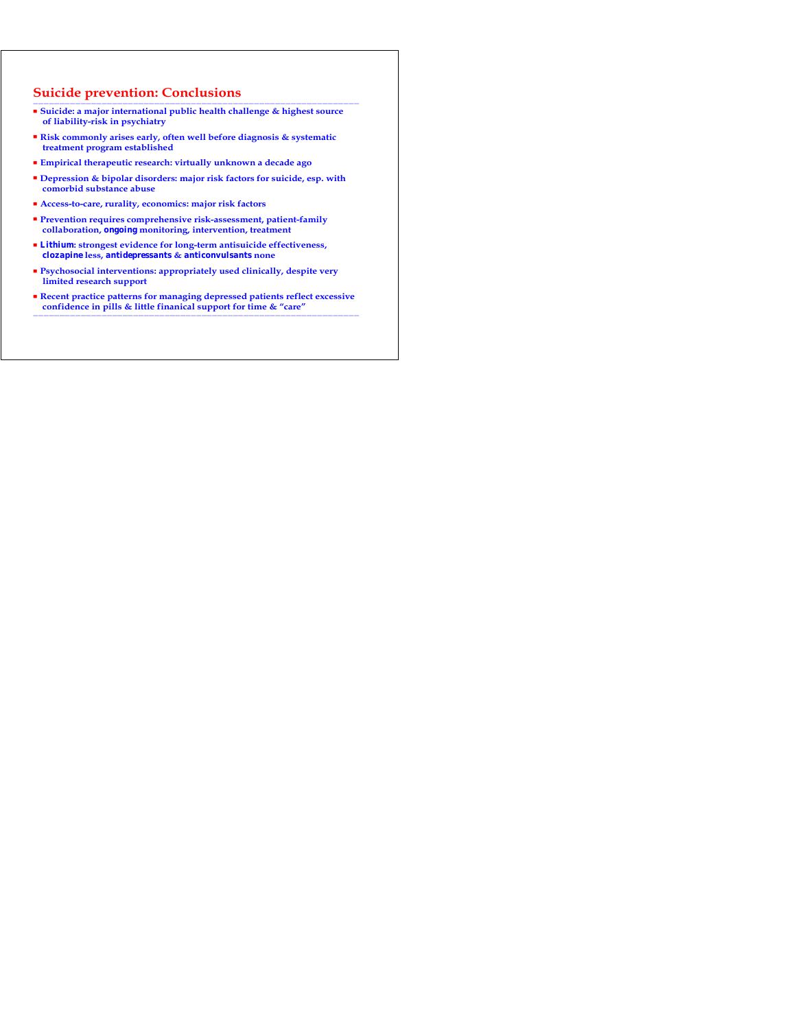# Suicide prevention: Conclusions

- Suicide: a major international public health challenge & highest source of liability-risk in psychiatry
- Risk commonly arises early, often well before diagnosis & systematic treatment program established
- Empirical therapeutic research: virtually unknown a decade ago
- Depression & bipolar disorders: major risk factors for suicide, esp. with comorbid substance abuse
- Access-to-care, rurality, economics: major risk factors
- Prevention requires comprehensive risk-assessment, patient-family collaboration, **ongoing** monitoring, intervention, treatment
- **Lithium**: strongest evidence for long-term antisuicide effectiveness, **clozapine** less, **antidepressants** & **anticonvulsants** none
- Psychosocial interventions: appropriately used clinically, despite very limited research support
- Recent practice patterns for managing depressed patients reflect excessive confidence in pills & little finanical support for time & "care"